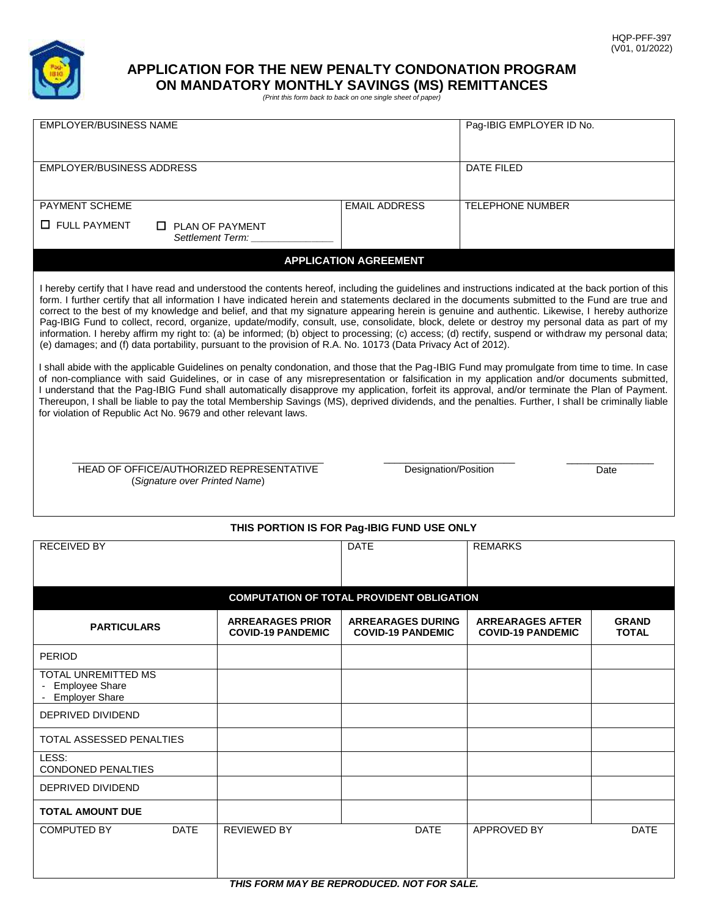HQP-PFF-397
(V01, 01/2022)

# APPLICATION FOR THE NEW PENALTY CONDONATION PROGRAM ON MANDATORY MONTHLY SAVINGS (MS) REMITTANCES

*(Print this form back to back on one single sheet of paper)*

| EMPLOYER/BUSINESS NAME | | Pag-IBIG EMPLOYER ID No. |
|---|---|---|
| EMPLOYER/BUSINESS ADDRESS | | DATE FILED |
| PAYMENT SCHEME<br>☐ FULL PAYMENT ☐ PLAN OF PAYMENT<br>*Settlement Term: _______________* | EMAIL ADDRESS | TELEPHONE NUMBER |

## APPLICATION AGREEMENT

I hereby certify that I have read and understood the contents hereof, including the guidelines and instructions indicated at the back portion of this form. I further certify that all information I have indicated herein and statements declared in the documents submitted to the Fund are true and correct to the best of my knowledge and belief, and that my signature appearing herein is genuine and authentic. Likewise, I hereby authorize Pag-IBIG Fund to collect, record, organize, update/modify, consult, use, consolidate, block, delete or destroy my personal data as part of my information. I hereby affirm my right to: (a) be informed; (b) object to processing; (c) access; (d) rectify, suspend or withdraw my personal data; (e) damages; and (f) data portability, pursuant to the provision of R.A. No. 10173 (Data Privacy Act of 2012).

I shall abide with the applicable Guidelines on penalty condonation, and those that the Pag-IBIG Fund may promulgate from time to time. In case of non-compliance with said Guidelines, or in case of any misrepresentation or falsification in my application and/or documents submitted, I understand that the Pag-IBIG Fund shall automatically disapprove my application, forfeit its approval, and/or terminate the Plan of Payment. Thereupon, I shall be liable to pay the total Membership Savings (MS), deprived dividends, and the penalties. Further, I shall be criminally liable for violation of Republic Act No. 9679 and other relevant laws.

_______________________________________ HEAD OF OFFICE/AUTHORIZED REPRESENTATIVE (*Signature over Printed Name*)

_______________________ Designation/Position

________________ Date

**THIS PORTION IS FOR Pag-IBIG FUND USE ONLY**

| RECEIVED BY | DATE | REMARKS |
|---|---|---|
| | | |

## COMPUTATION OF TOTAL PROVIDENT OBLIGATION

| PARTICULARS | ARREARAGES PRIOR COVID-19 PANDEMIC | ARREARAGES DURING COVID-19 PANDEMIC | ARREARAGES AFTER COVID-19 PANDEMIC | GRAND TOTAL |
|---|---|---|---|---|
| PERIOD | | | | |
| TOTAL UNREMITTED MS<br>- Employee Share<br>- Employer Share | | | | |
| DEPRIVED DIVIDEND | | | | |
| TOTAL ASSESSED PENALTIES | | | | |
| LESS:<br>CONDONED PENALTIES | | | | |
| DEPRIVED DIVIDEND | | | | |
| **TOTAL AMOUNT DUE** | | | | |

| COMPUTED BY | DATE | REVIEWED BY | DATE | APPROVED BY | DATE |
|---|---|---|---|---|---|
| | | | | | |

***THIS FORM MAY BE REPRODUCED. NOT FOR SALE.***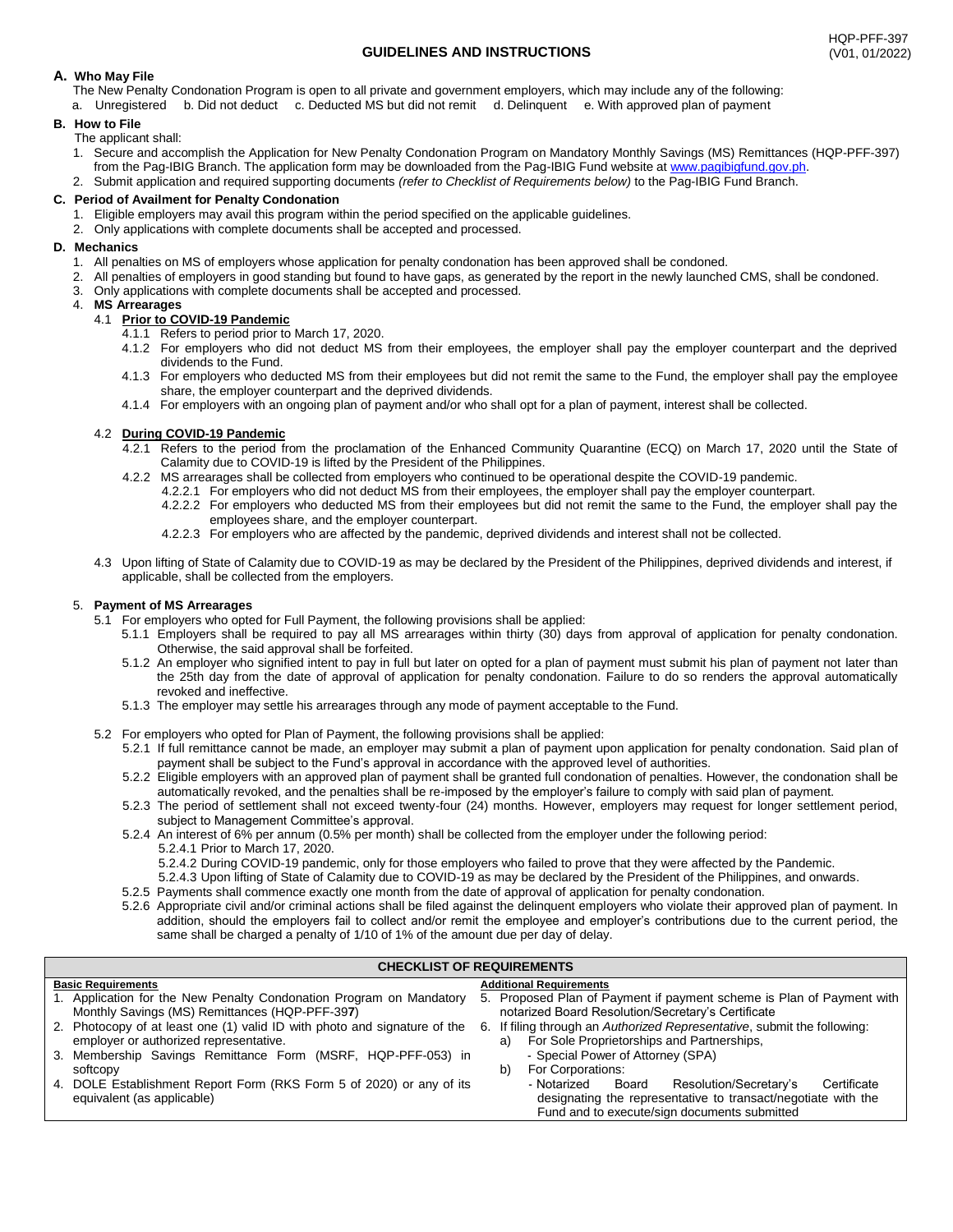HQP-PFF-397
(V01, 01/2022)

# GUIDELINES AND INSTRUCTIONS

## A. Who May File

The New Penalty Condonation Program is open to all private and government employers, which may include any of the following:

a. Unregistered  b. Did not deduct  c. Deducted MS but did not remit  d. Delinquent  e. With approved plan of payment

## B. How to File

The applicant shall:

1. Secure and accomplish the Application for New Penalty Condonation Program on Mandatory Monthly Savings (MS) Remittances (HQP-PFF-397) from the Pag-IBIG Branch. The application form may be downloaded from the Pag-IBIG Fund website at www.pagibigfund.gov.ph.
2. Submit application and required supporting documents *(refer to Checklist of Requirements below)* to the Pag-IBIG Fund Branch.

## C. Period of Availment for Penalty Condonation

1. Eligible employers may avail this program within the period specified on the applicable guidelines.
2. Only applications with complete documents shall be accepted and processed.

## D. Mechanics

1. All penalties on MS of employers whose application for penalty condonation has been approved shall be condoned.
2. All penalties of employers in good standing but found to have gaps, as generated by the report in the newly launched CMS, shall be condoned.
3. Only applications with complete documents shall be accepted and processed.
4. **MS Arrearages**

   4.1 **Prior to COVID-19 Pandemic**

   4.1.1 Refers to period prior to March 17, 2020.

   4.1.2 For employers who did not deduct MS from their employees, the employer shall pay the employer counterpart and the deprived dividends to the Fund.

   4.1.3 For employers who deducted MS from their employees but did not remit the same to the Fund, the employer shall pay the employee share, the employer counterpart and the deprived dividends.

   4.1.4 For employers with an ongoing plan of payment and/or who shall opt for a plan of payment, interest shall be collected.

   4.2 **During COVID-19 Pandemic**

   4.2.1 Refers to the period from the proclamation of the Enhanced Community Quarantine (ECQ) on March 17, 2020 until the State of Calamity due to COVID-19 is lifted by the President of the Philippines.

   4.2.2 MS arrearages shall be collected from employers who continued to be operational despite the COVID-19 pandemic.

   4.2.2.1 For employers who did not deduct MS from their employees, the employer shall pay the employer counterpart.

   4.2.2.2 For employers who deducted MS from their employees but did not remit the same to the Fund, the employer shall pay the employees share, and the employer counterpart.

   4.2.2.3 For employers who are affected by the pandemic, deprived dividends and interest shall not be collected.

   4.3 Upon lifting of State of Calamity due to COVID-19 as may be declared by the President of the Philippines, deprived dividends and interest, if applicable, shall be collected from the employers.

5. **Payment of MS Arrearages**

   5.1 For employers who opted for Full Payment, the following provisions shall be applied:

   5.1.1 Employers shall be required to pay all MS arrearages within thirty (30) days from approval of application for penalty condonation. Otherwise, the said approval shall be forfeited.

   5.1.2 An employer who signified intent to pay in full but later on opted for a plan of payment must submit his plan of payment not later than the 25th day from the date of approval of application for penalty condonation. Failure to do so renders the approval automatically revoked and ineffective.

   5.1.3 The employer may settle his arrearages through any mode of payment acceptable to the Fund.

   5.2 For employers who opted for Plan of Payment, the following provisions shall be applied:

   5.2.1 If full remittance cannot be made, an employer may submit a plan of payment upon application for penalty condonation. Said plan of payment shall be subject to the Fund's approval in accordance with the approved level of authorities.

   5.2.2 Eligible employers with an approved plan of payment shall be granted full condonation of penalties. However, the condonation shall be automatically revoked, and the penalties shall be re-imposed by the employer's failure to comply with said plan of payment.

   5.2.3 The period of settlement shall not exceed twenty-four (24) months. However, employers may request for longer settlement period, subject to Management Committee's approval.

   5.2.4 An interest of 6% per annum (0.5% per month) shall be collected from the employer under the following period:

   5.2.4.1 Prior to March 17, 2020.

   5.2.4.2 During COVID-19 pandemic, only for those employers who failed to prove that they were affected by the Pandemic.

   5.2.4.3 Upon lifting of State of Calamity due to COVID-19 as may be declared by the President of the Philippines, and onwards.

   5.2.5 Payments shall commence exactly one month from the date of approval of application for penalty condonation.

   5.2.6 Appropriate civil and/or criminal actions shall be filed against the delinquent employers who violate their approved plan of payment. In addition, should the employers fail to collect and/or remit the employee and employer's contributions due to the current period, the same shall be charged a penalty of 1/10 of 1% of the amount due per day of delay.

## CHECKLIST OF REQUIREMENTS

**Basic Requirements**

1. Application for the New Penalty Condonation Program on Mandatory Monthly Savings (MS) Remittances (HQP-PFF-39**7**)
2. Photocopy of at least one (1) valid ID with photo and signature of the employer or authorized representative.
3. Membership Savings Remittance Form (MSRF, HQP-PFF-053) in softcopy
4. DOLE Establishment Report Form (RKS Form 5 of 2020) or any of its equivalent (as applicable)

**Additional Requirements**

5. Proposed Plan of Payment if payment scheme is Plan of Payment with notarized Board Resolution/Secretary's Certificate
6. If filing through an *Authorized Representative*, submit the following:
   a) For Sole Proprietorships and Partnerships,
      - Special Power of Attorney (SPA)
   b) For Corporations:
      - Notarized Board Resolution/Secretary's Certificate designating the representative to transact/negotiate with the Fund and to execute/sign documents submitted